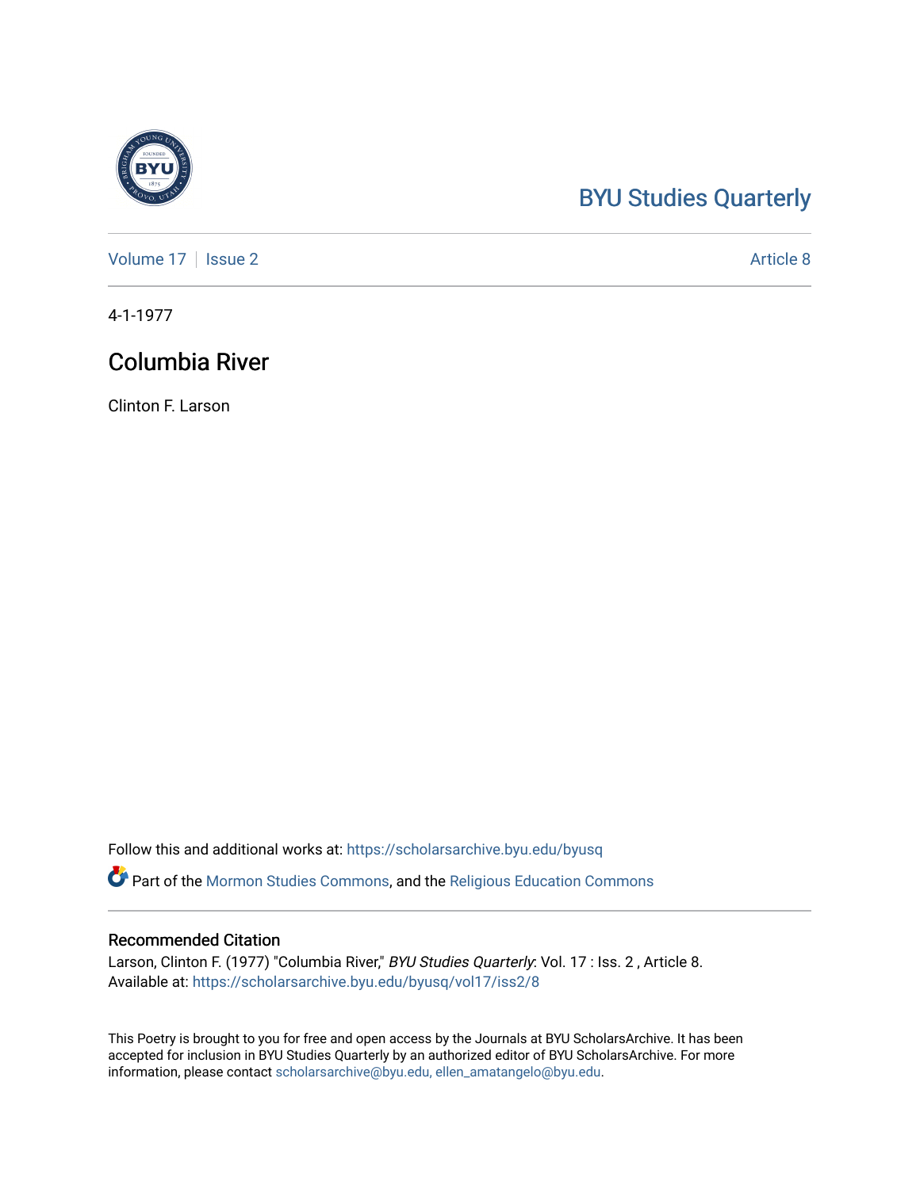BYU Studies Quarterly

Volume 17 | Issue 2 | Article 8

4-1-1977

# Columbia River

Clinton F. Larson

Follow this and additional works at: https://scholarsarchive.byu.edu/byusq

Part of the Mormon Studies Commons, and the Religious Education Commons

## Recommended Citation

Larson, Clinton F. (1977) "Columbia River," *BYU Studies Quarterly*: Vol. 17 : Iss. 2 , Article 8.
Available at: https://scholarsarchive.byu.edu/byusq/vol17/iss2/8

This Poetry is brought to you for free and open access by the Journals at BYU ScholarsArchive. It has been accepted for inclusion in BYU Studies Quarterly by an authorized editor of BYU ScholarsArchive. For more information, please contact scholarsarchive@byu.edu, ellen_amatangelo@byu.edu.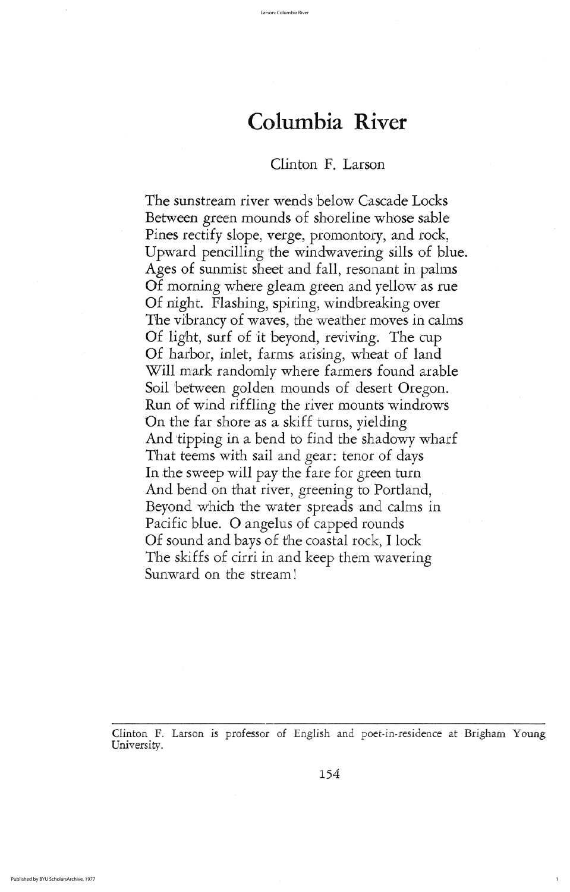# Columbia River

Clinton F. Larson

The sunstream river wends below Cascade Locks
Between green mounds of shoreline whose sable
Pines rectify slope, verge, promontory, and rock,
Upward pencilling the windwavering sills of blue.
Ages of sunmist sheet and fall, resonant in palms
Of morning where gleam green and yellow as rue
Of night. Flashing, spiring, windbreaking over
The vibrancy of waves, the weather moves in calms
Of light, surf of it beyond, reviving. The cup
Of harbor, inlet, farms arising, wheat of land
Will mark randomly where farmers found arable
Soil between golden mounds of desert Oregon.
Run of wind riffling the river mounts windrows
On the far shore as a skiff turns, yielding
And tipping in a bend to find the shadowy wharf
That teems with sail and gear: tenor of days
In the sweep will pay the fare for green turn
And bend on that river, greening to Portland,
Beyond which the water spreads and calms in
Pacific blue. O angelus of capped rounds
Of sound and bays of the coastal rock, I lock
The skiffs of cirri in and keep them wavering
Sunward on the stream!

---

Clinton F. Larson is professor of English and poet-in-residence at Brigham Young University.